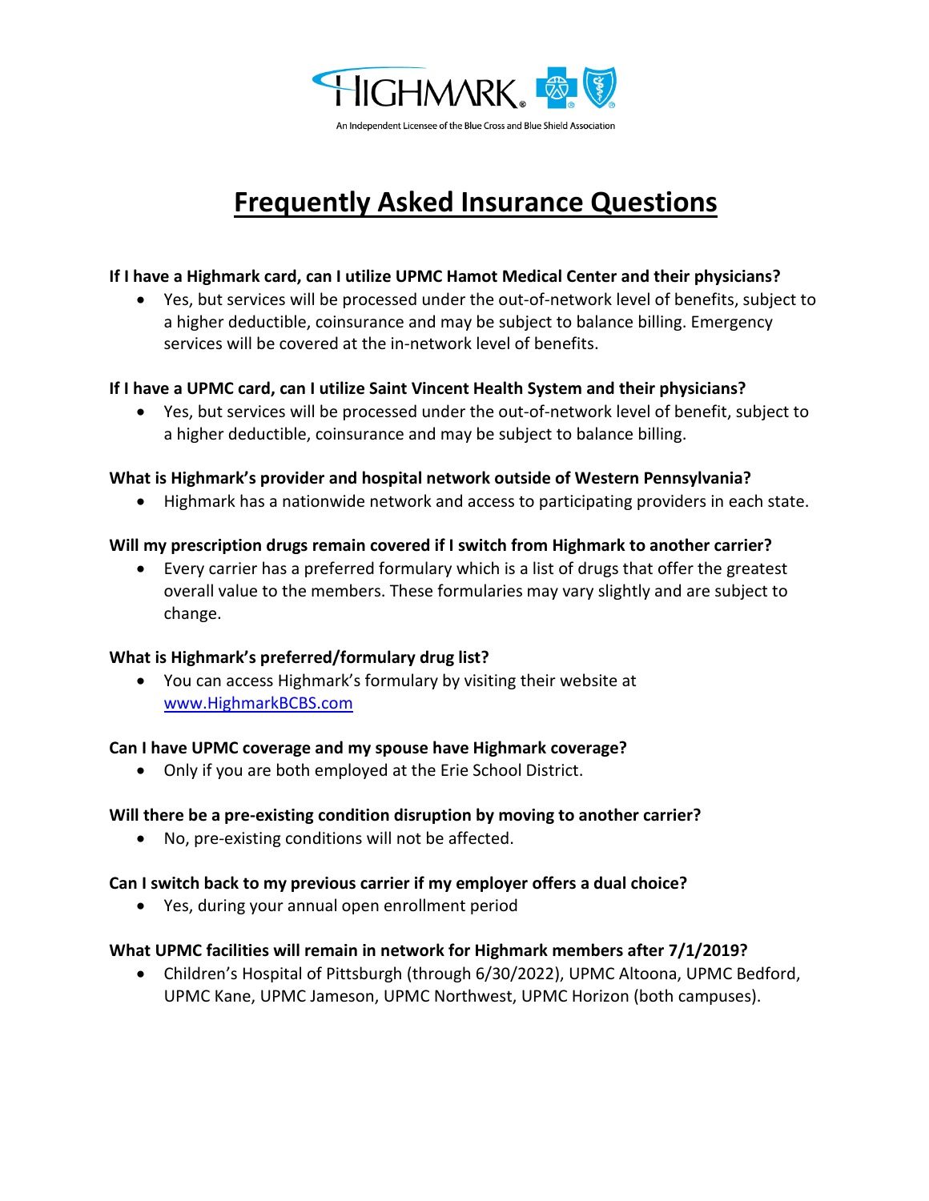HIGHMARK

An Independent Licensee of the Blue Cross and Blue Shield Association

# Frequently Asked Insurance Questions

**If I have a Highmark card, can I utilize UPMC Hamot Medical Center and their physicians?**

- Yes, but services will be processed under the out-of-network level of benefits, subject to a higher deductible, coinsurance and may be subject to balance billing. Emergency services will be covered at the in-network level of benefits.

**If I have a UPMC card, can I utilize Saint Vincent Health System and their physicians?**

- Yes, but services will be processed under the out-of-network level of benefit, subject to a higher deductible, coinsurance and may be subject to balance billing.

**What is Highmark's provider and hospital network outside of Western Pennsylvania?**

- Highmark has a nationwide network and access to participating providers in each state.

**Will my prescription drugs remain covered if I switch from Highmark to another carrier?**

- Every carrier has a preferred formulary which is a list of drugs that offer the greatest overall value to the members. These formularies may vary slightly and are subject to change.

**What is Highmark's preferred/formulary drug list?**

- You can access Highmark's formulary by visiting their website at [www.HighmarkBCBS.com](www.HighmarkBCBS.com)

**Can I have UPMC coverage and my spouse have Highmark coverage?**

- Only if you are both employed at the Erie School District.

**Will there be a pre-existing condition disruption by moving to another carrier?**

- No, pre-existing conditions will not be affected.

**Can I switch back to my previous carrier if my employer offers a dual choice?**

- Yes, during your annual open enrollment period

**What UPMC facilities will remain in network for Highmark members after 7/1/2019?**

- Children's Hospital of Pittsburgh (through 6/30/2022), UPMC Altoona, UPMC Bedford, UPMC Kane, UPMC Jameson, UPMC Northwest, UPMC Horizon (both campuses).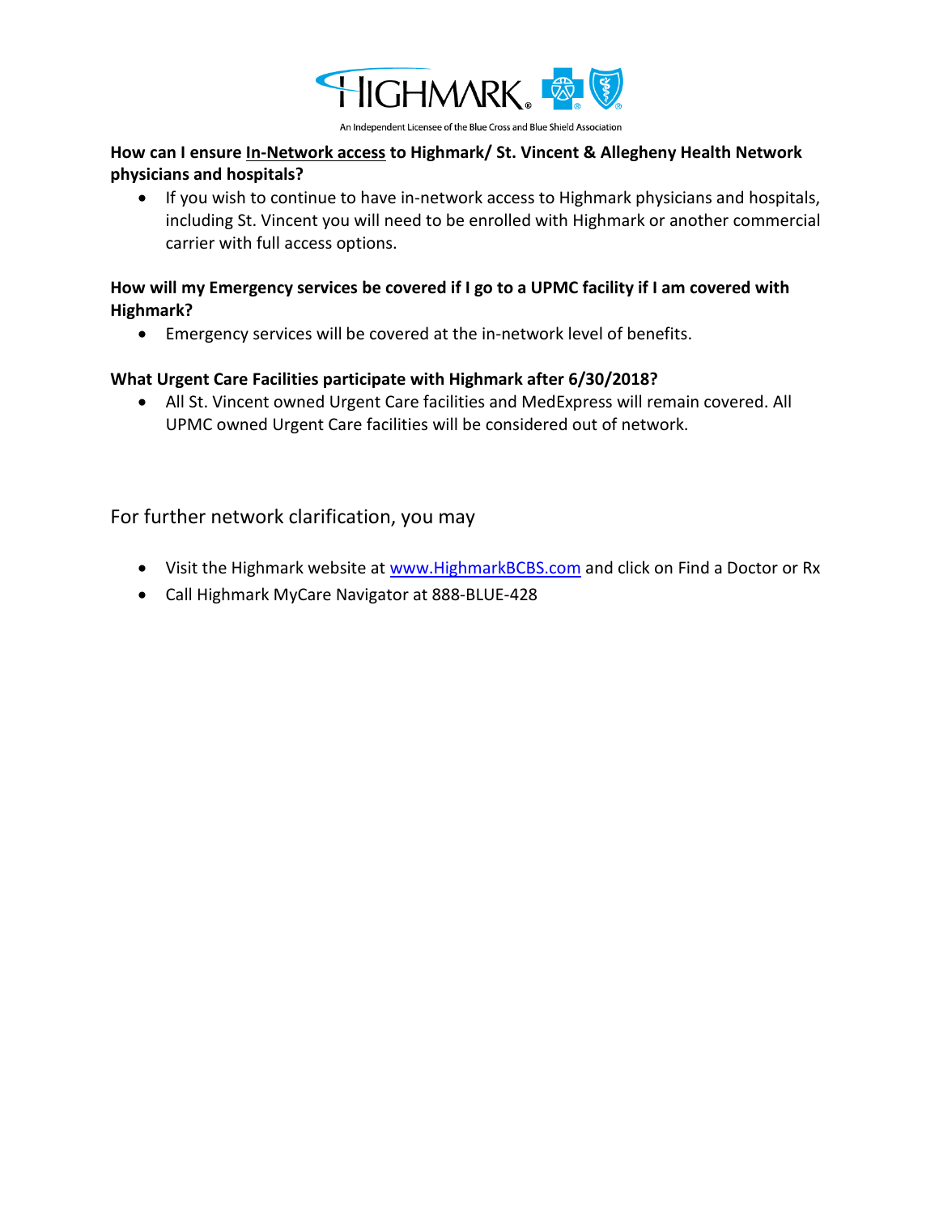HIGHMARK

An Independent Licensee of the Blue Cross and Blue Shield Association

**How can I ensure In-Network access to Highmark/ St. Vincent & Allegheny Health Network physicians and hospitals?**

- If you wish to continue to have in-network access to Highmark physicians and hospitals, including St. Vincent you will need to be enrolled with Highmark or another commercial carrier with full access options.

**How will my Emergency services be covered if I go to a UPMC facility if I am covered with Highmark?**

- Emergency services will be covered at the in-network level of benefits.

**What Urgent Care Facilities participate with Highmark after 6/30/2018?**

- All St. Vincent owned Urgent Care facilities and MedExpress will remain covered. All UPMC owned Urgent Care facilities will be considered out of network.

For further network clarification, you may

- Visit the Highmark website at [www.HighmarkBCBS.com](http://www.HighmarkBCBS.com) and click on Find a Doctor or Rx
- Call Highmark MyCare Navigator at 888-BLUE-428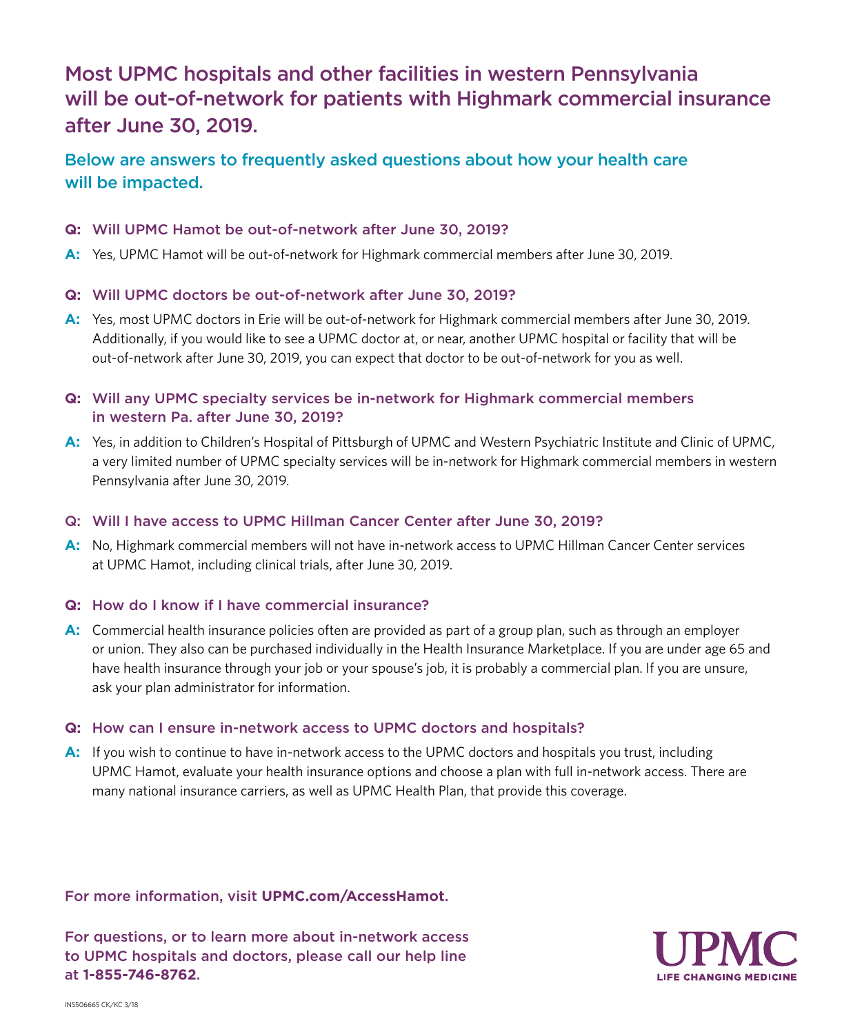# Most UPMC hospitals and other facilities in western Pennsylvania will be out-of-network for patients with Highmark commercial insurance after June 30, 2019.

## Below are answers to frequently asked questions about how your health care will be impacted.

**Q: Will UPMC Hamot be out-of-network after June 30, 2019?**

**A:** Yes, UPMC Hamot will be out-of-network for Highmark commercial members after June 30, 2019.

**Q: Will UPMC doctors be out-of-network after June 30, 2019?**

**A:** Yes, most UPMC doctors in Erie will be out-of-network for Highmark commercial members after June 30, 2019. Additionally, if you would like to see a UPMC doctor at, or near, another UPMC hospital or facility that will be out-of-network after June 30, 2019, you can expect that doctor to be out-of-network for you as well.

**Q: Will any UPMC specialty services be in-network for Highmark commercial members in western Pa. after June 30, 2019?**

**A:** Yes, in addition to Children's Hospital of Pittsburgh of UPMC and Western Psychiatric Institute and Clinic of UPMC, a very limited number of UPMC specialty services will be in-network for Highmark commercial members in western Pennsylvania after June 30, 2019.

**Q: Will I have access to UPMC Hillman Cancer Center after June 30, 2019?**

**A:** No, Highmark commercial members will not have in-network access to UPMC Hillman Cancer Center services at UPMC Hamot, including clinical trials, after June 30, 2019.

**Q: How do I know if I have commercial insurance?**

**A:** Commercial health insurance policies often are provided as part of a group plan, such as through an employer or union. They also can be purchased individually in the Health Insurance Marketplace. If you are under age 65 and have health insurance through your job or your spouse's job, it is probably a commercial plan. If you are unsure, ask your plan administrator for information.

**Q: How can I ensure in-network access to UPMC doctors and hospitals?**

**A:** If you wish to continue to have in-network access to the UPMC doctors and hospitals you trust, including UPMC Hamot, evaluate your health insurance options and choose a plan with full in-network access. There are many national insurance carriers, as well as UPMC Health Plan, that provide this coverage.

For more information, visit **UPMC.com/AccessHamot**.

For questions, or to learn more about in-network access to UPMC hospitals and doctors, please call our help line at **1-855-746-8762**.

UPMC
LIFE CHANGING MEDICINE

INS506665 CK/KC 3/18